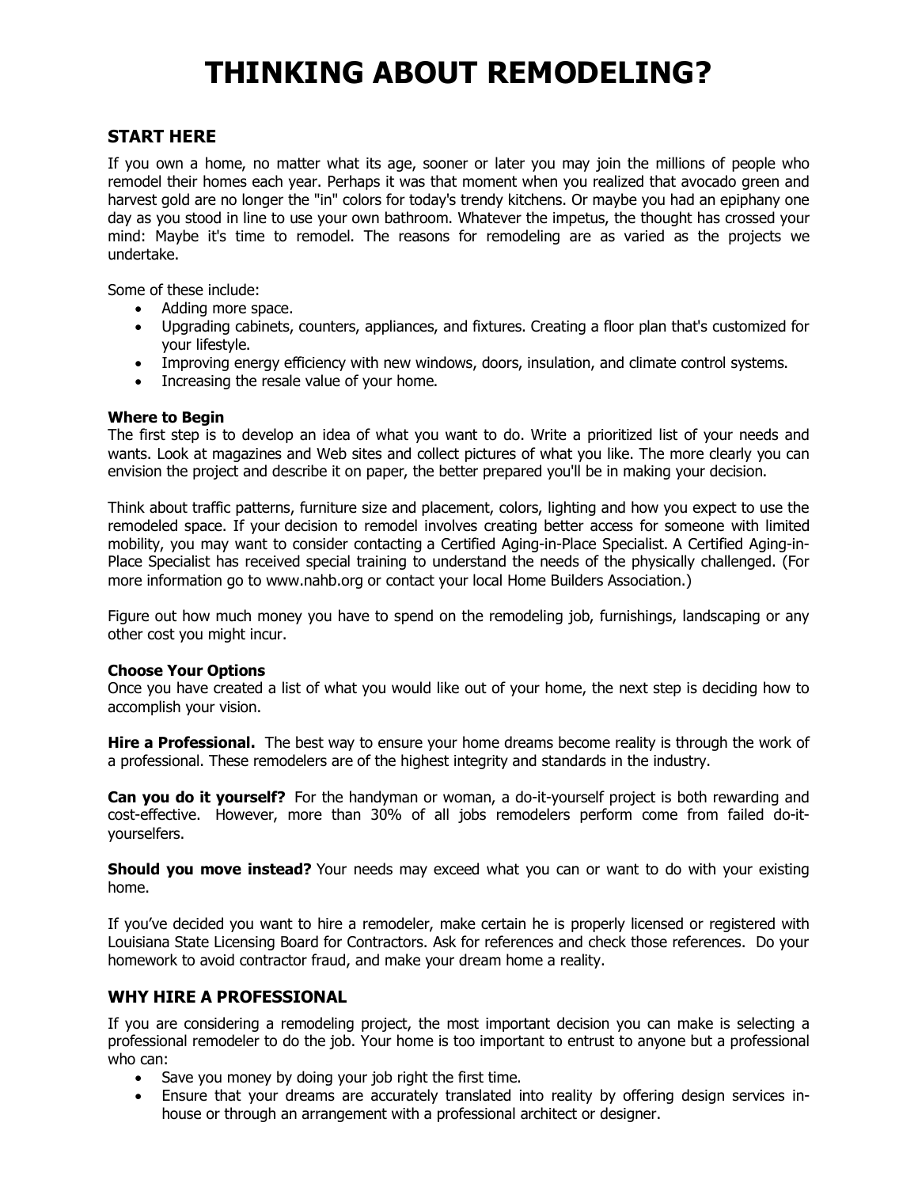# THINKING ABOUT REMODELING?

## START HERE

If you own a home, no matter what its age, sooner or later you may join the millions of people who remodel their homes each year. Perhaps it was that moment when you realized that avocado green and harvest gold are no longer the "in" colors for today's trendy kitchens. Or maybe you had an epiphany one day as you stood in line to use your own bathroom. Whatever the impetus, the thought has crossed your mind: Maybe it's time to remodel. The reasons for remodeling are as varied as the projects we undertake.

Some of these include:

- Adding more space.
- Upgrading cabinets, counters, appliances, and fixtures. Creating a floor plan that's customized for your lifestyle.
- Improving energy efficiency with new windows, doors, insulation, and climate control systems.
- Increasing the resale value of your home.

**Where to Begin**

The first step is to develop an idea of what you want to do. Write a prioritized list of your needs and wants. Look at magazines and Web sites and collect pictures of what you like. The more clearly you can envision the project and describe it on paper, the better prepared you'll be in making your decision.

Think about traffic patterns, furniture size and placement, colors, lighting and how you expect to use the remodeled space. If your decision to remodel involves creating better access for someone with limited mobility, you may want to consider contacting a Certified Aging-in-Place Specialist. A Certified Aging-in-Place Specialist has received special training to understand the needs of the physically challenged. (For more information go to www.nahb.org or contact your local Home Builders Association.)

Figure out how much money you have to spend on the remodeling job, furnishings, landscaping or any other cost you might incur.

**Choose Your Options**

Once you have created a list of what you would like out of your home, the next step is deciding how to accomplish your vision.

**Hire a Professional.** The best way to ensure your home dreams become reality is through the work of a professional. These remodelers are of the highest integrity and standards in the industry.

**Can you do it yourself?** For the handyman or woman, a do-it-yourself project is both rewarding and cost-effective. However, more than 30% of all jobs remodelers perform come from failed do-it-yourselfers.

**Should you move instead?** Your needs may exceed what you can or want to do with your existing home.

If you've decided you want to hire a remodeler, make certain he is properly licensed or registered with Louisiana State Licensing Board for Contractors. Ask for references and check those references. Do your homework to avoid contractor fraud, and make your dream home a reality.

## WHY HIRE A PROFESSIONAL

If you are considering a remodeling project, the most important decision you can make is selecting a professional remodeler to do the job. Your home is too important to entrust to anyone but a professional who can:

- Save you money by doing your job right the first time.
- Ensure that your dreams are accurately translated into reality by offering design services in-house or through an arrangement with a professional architect or designer.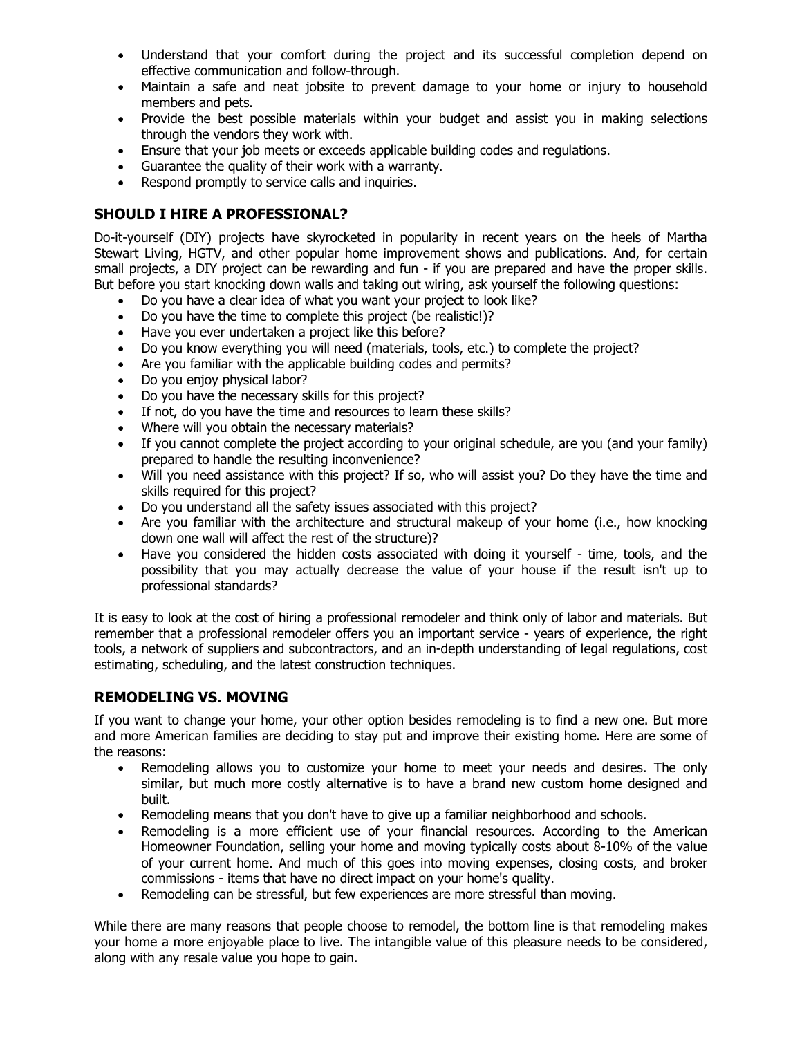- Understand that your comfort during the project and its successful completion depend on effective communication and follow-through.
- Maintain a safe and neat jobsite to prevent damage to your home or injury to household members and pets.
- Provide the best possible materials within your budget and assist you in making selections through the vendors they work with.
- Ensure that your job meets or exceeds applicable building codes and regulations.
- Guarantee the quality of their work with a warranty.
- Respond promptly to service calls and inquiries.

## SHOULD I HIRE A PROFESSIONAL?

Do-it-yourself (DIY) projects have skyrocketed in popularity in recent years on the heels of Martha Stewart Living, HGTV, and other popular home improvement shows and publications. And, for certain small projects, a DIY project can be rewarding and fun - if you are prepared and have the proper skills. But before you start knocking down walls and taking out wiring, ask yourself the following questions:

- Do you have a clear idea of what you want your project to look like?
- Do you have the time to complete this project (be realistic!)?
- Have you ever undertaken a project like this before?
- Do you know everything you will need (materials, tools, etc.) to complete the project?
- Are you familiar with the applicable building codes and permits?
- Do you enjoy physical labor?
- Do you have the necessary skills for this project?
- If not, do you have the time and resources to learn these skills?
- Where will you obtain the necessary materials?
- If you cannot complete the project according to your original schedule, are you (and your family) prepared to handle the resulting inconvenience?
- Will you need assistance with this project? If so, who will assist you? Do they have the time and skills required for this project?
- Do you understand all the safety issues associated with this project?
- Are you familiar with the architecture and structural makeup of your home (i.e., how knocking down one wall will affect the rest of the structure)?
- Have you considered the hidden costs associated with doing it yourself - time, tools, and the possibility that you may actually decrease the value of your house if the result isn't up to professional standards?

It is easy to look at the cost of hiring a professional remodeler and think only of labor and materials. But remember that a professional remodeler offers you an important service - years of experience, the right tools, a network of suppliers and subcontractors, and an in-depth understanding of legal regulations, cost estimating, scheduling, and the latest construction techniques.

## REMODELING VS. MOVING

If you want to change your home, your other option besides remodeling is to find a new one. But more and more American families are deciding to stay put and improve their existing home. Here are some of the reasons:

- Remodeling allows you to customize your home to meet your needs and desires. The only similar, but much more costly alternative is to have a brand new custom home designed and built.
- Remodeling means that you don't have to give up a familiar neighborhood and schools.
- Remodeling is a more efficient use of your financial resources. According to the American Homeowner Foundation, selling your home and moving typically costs about 8-10% of the value of your current home. And much of this goes into moving expenses, closing costs, and broker commissions - items that have no direct impact on your home's quality.
- Remodeling can be stressful, but few experiences are more stressful than moving.

While there are many reasons that people choose to remodel, the bottom line is that remodeling makes your home a more enjoyable place to live. The intangible value of this pleasure needs to be considered, along with any resale value you hope to gain.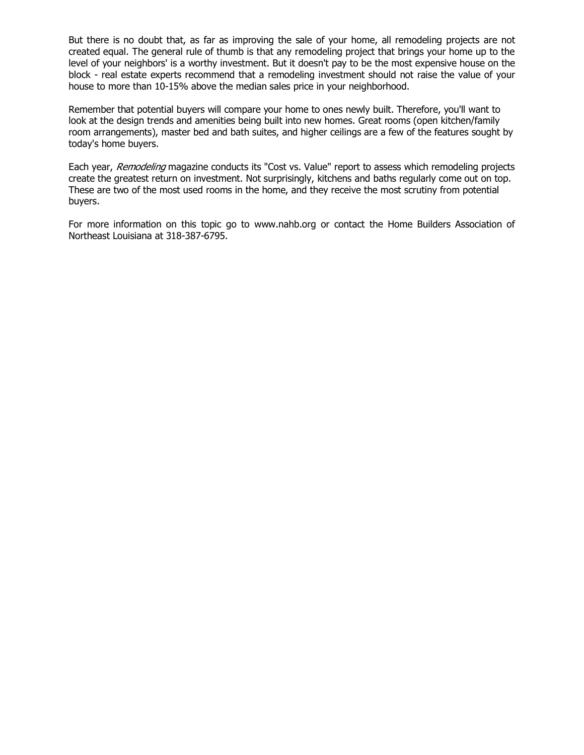But there is no doubt that, as far as improving the sale of your home, all remodeling projects are not created equal. The general rule of thumb is that any remodeling project that brings your home up to the level of your neighbors' is a worthy investment. But it doesn't pay to be the most expensive house on the block - real estate experts recommend that a remodeling investment should not raise the value of your house to more than 10-15% above the median sales price in your neighborhood.

Remember that potential buyers will compare your home to ones newly built. Therefore, you'll want to look at the design trends and amenities being built into new homes. Great rooms (open kitchen/family room arrangements), master bed and bath suites, and higher ceilings are a few of the features sought by today's home buyers.

Each year, *Remodeling* magazine conducts its "Cost vs. Value" report to assess which remodeling projects create the greatest return on investment. Not surprisingly, kitchens and baths regularly come out on top. These are two of the most used rooms in the home, and they receive the most scrutiny from potential buyers.

For more information on this topic go to www.nahb.org or contact the Home Builders Association of Northeast Louisiana at 318-387-6795.